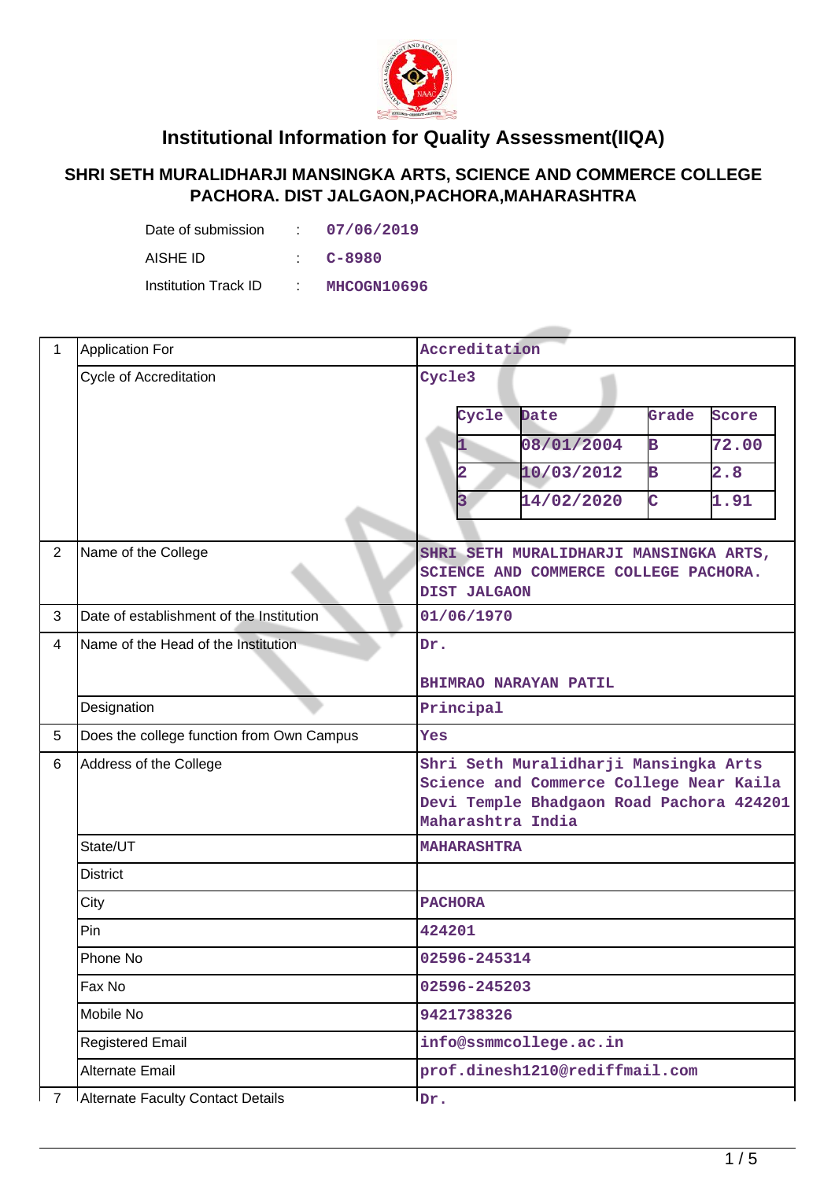# Institutional Information for Quality Assessment(IIQA)

## SHRI SETH MURALIDHARJI MANSINGKA ARTS, SCIENCE AND COMMERCE COLLEGE PACHORA. DIST JALGAON,PACHORA,MAHARASHTRA

| | | |
|---|---|---|
| Date of submission | : | 07/06/2019 |
| AISHE ID | : | C-8980 |
| Institution Track ID | : | MHCOGN10696 |

| | | |
|---|---|---|
| 1 | Application For | Accreditation |
| | Cycle of Accreditation | Cycle3<br><br>Cycle \| Date \| Grade \| Score<br>1 \| 08/01/2004 \| B \| 72.00<br>2 \| 10/03/2012 \| B \| 2.8<br>3 \| 14/02/2020 \| C \| 1.91 |
| 2 | Name of the College | SHRI SETH MURALIDHARJI MANSINGKA ARTS, SCIENCE AND COMMERCE COLLEGE PACHORA. DIST JALGAON |
| 3 | Date of establishment of the Institution | 01/06/1970 |
| 4 | Name of the Head of the Institution | Dr.<br><br>BHIMRAO NARAYAN PATIL |
| | Designation | Principal |
| 5 | Does the college function from Own Campus | Yes |
| 6 | Address of the College | Shri Seth Muralidharji Mansingka Arts Science and Commerce College Near Kaila Devi Temple Bhadgaon Road Pachora 424201 Maharashtra India |
| | State/UT | MAHARASHTRA |
| | District | |
| | City | PACHORA |
| | Pin | 424201 |
| | Phone No | 02596-245314 |
| | Fax No | 02596-245203 |
| | Mobile No | 9421738326 |
| | Registered Email | info@ssmmcollege.ac.in |
| | Alternate Email | prof.dinesh1210@rediffmail.com |
| 7 | Alternate Faculty Contact Details | Dr. |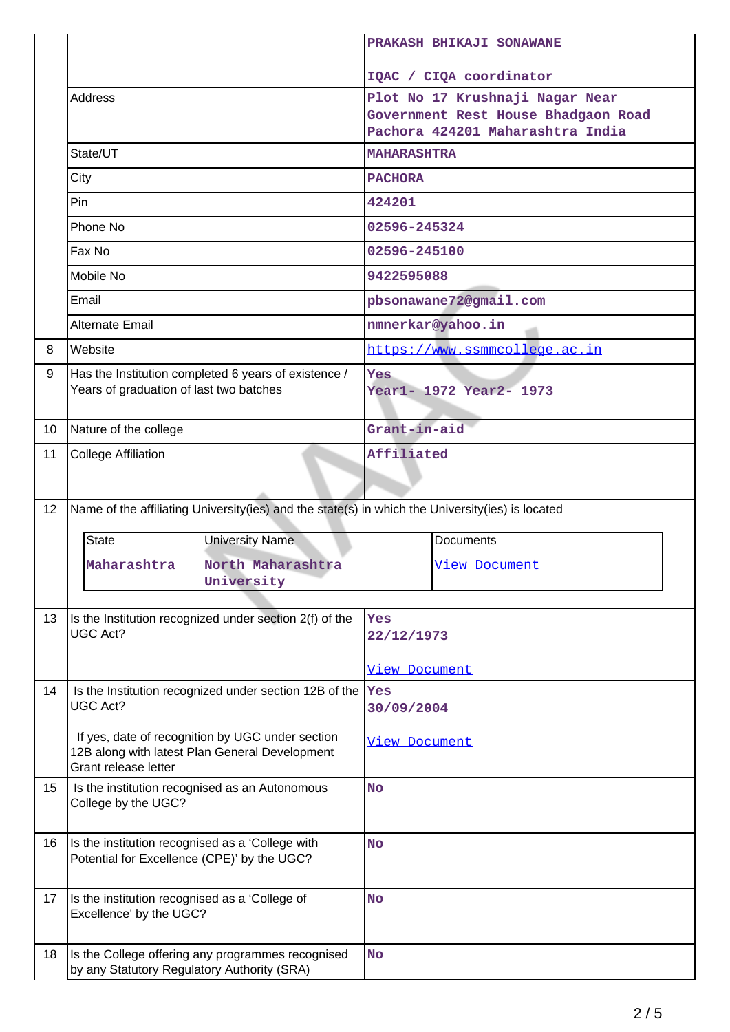| | | |
|---|---|---|
| | | PRAKASH BHIKAJI SONAWANE<br><br>IQAC / CIQA coordinator |
| | Address | Plot No 17 Krushnaji Nagar Near Government Rest House Bhadgaon Road Pachora 424201 Maharashtra India |
| | State/UT | MAHARASHTRA |
| | City | PACHORA |
| | Pin | 424201 |
| | Phone No | 02596-245324 |
| | Fax No | 02596-245100 |
| | Mobile No | 9422595088 |
| | Email | pbsonawane72@gmail.com |
| | Alternate Email | nmnerkar@yahoo.in |
| 8 | Website | https://www.ssmmcollege.ac.in |
| 9 | Has the Institution completed 6 years of existence / Years of graduation of last two batches | Yes<br>Year1- 1972 Year2- 1973 |
| 10 | Nature of the college | Grant-in-aid |
| 11 | College Affiliation | Affiliated |
| 12 | Name of the affiliating University(ies) and the state(s) in which the University(ies) is located | |

| State | University Name | Documents |
|---|---|---|
| Maharashtra | North Maharashtra University | View Document |

| | | |
|---|---|---|
| 13 | Is the Institution recognized under section 2(f) of the UGC Act? | Yes<br>22/12/1973<br><br>View Document |
| 14 | Is the Institution recognized under section 12B of the UGC Act?<br><br>If yes, date of recognition by UGC under section 12B along with latest Plan General Development Grant release letter | Yes<br>30/09/2004<br><br>View Document |
| 15 | Is the institution recognised as an Autonomous College by the UGC? | No |
| 16 | Is the institution recognised as a 'College with Potential for Excellence (CPE)' by the UGC? | No |
| 17 | Is the institution recognised as a 'College of Excellence' by the UGC? | No |
| 18 | Is the College offering any programmes recognised by any Statutory Regulatory Authority (SRA) | No |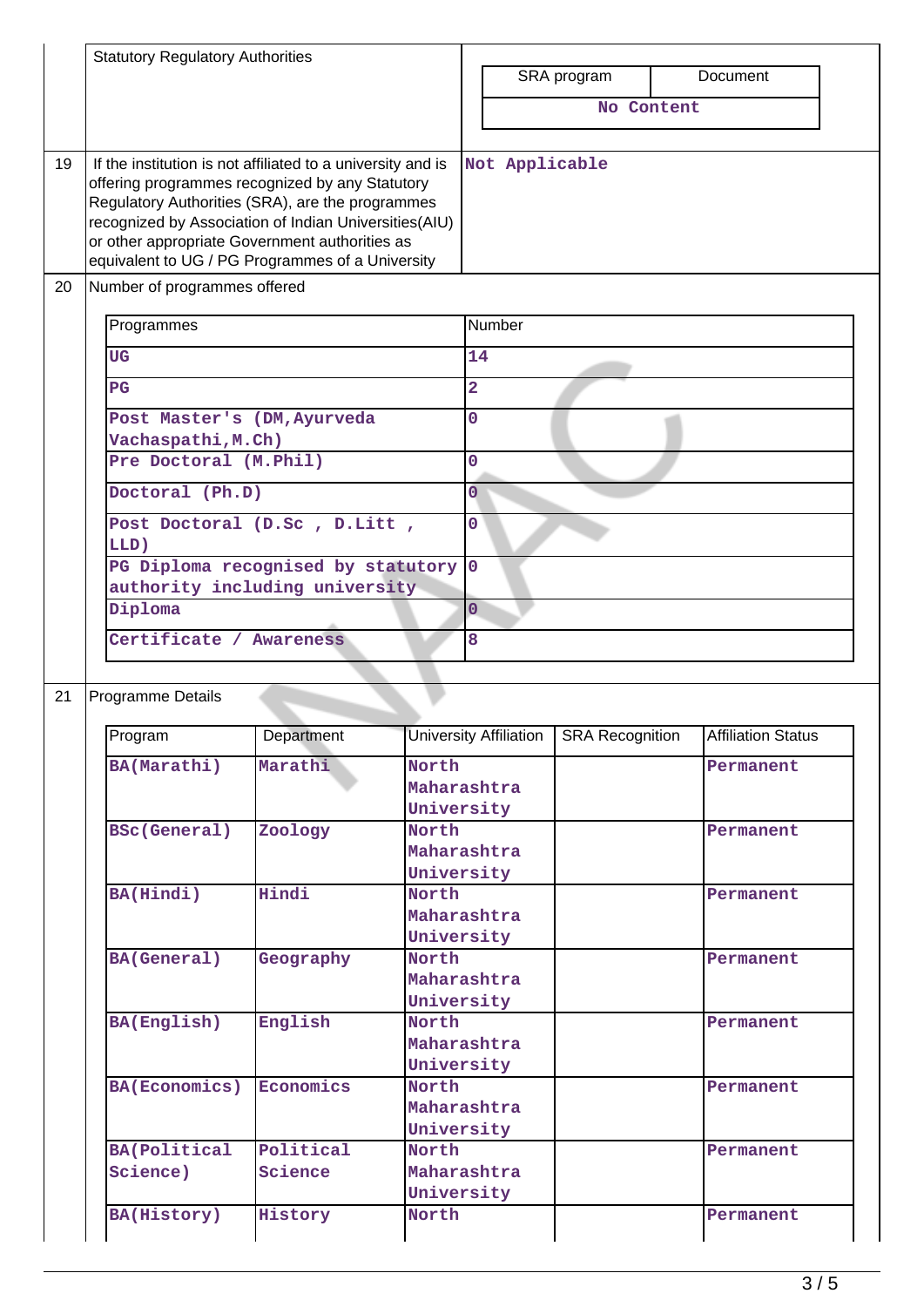| | | |
|---|---|---|
| | Statistical Regulatory Authorities | <table><tr><td>SRA program</td><td>Document</td></tr><tr><td colspan="2">No Content</td></tr></table> |
| 19 | If the institution is not affiliated to a university and is offering programmes recognized by any Statutory Regulatory Authorities (SRA), are the programmes recognized by Association of Indian Universities(AIU) or other appropriate Government authorities as equivalent to UG / PG Programmes of a University | Not Applicable |
| 20 | Number of programmes offered | |

| Programmes | Number |
|---|---|
| UG | 14 |
| PG | 2 |
| Post Master's (DM,Ayurveda Vachaspathi,M.Ch) | 0 |
| Pre Doctoral (M.Phil) | 0 |
| Doctoral (Ph.D) | 0 |
| Post Doctoral (D.Sc , D.Litt , LLD) | 0 |
| PG Diploma recognised by statutory authority including university | 0 |
| Diploma | 0 |
| Certificate / Awareness | 8 |

21 Programme Details

| Program | Department | University Affiliation | SRA Recognition | Affiliation Status |
|---|---|---|---|---|
| BA(Marathi) | Marathi | North Maharashtra University | | Permanent |
| BSc(General) | Zoology | North Maharashtra University | | Permanent |
| BA(Hindi) | Hindi | North Maharashtra University | | Permanent |
| BA(General) | Geography | North Maharashtra University | | Permanent |
| BA(English) | English | North Maharashtra University | | Permanent |
| BA(Economics) | Economics | North Maharashtra University | | Permanent |
| BA(Political Science) | Political Science | North Maharashtra University | | Permanent |
| BA(History) | History | North | | Permanent |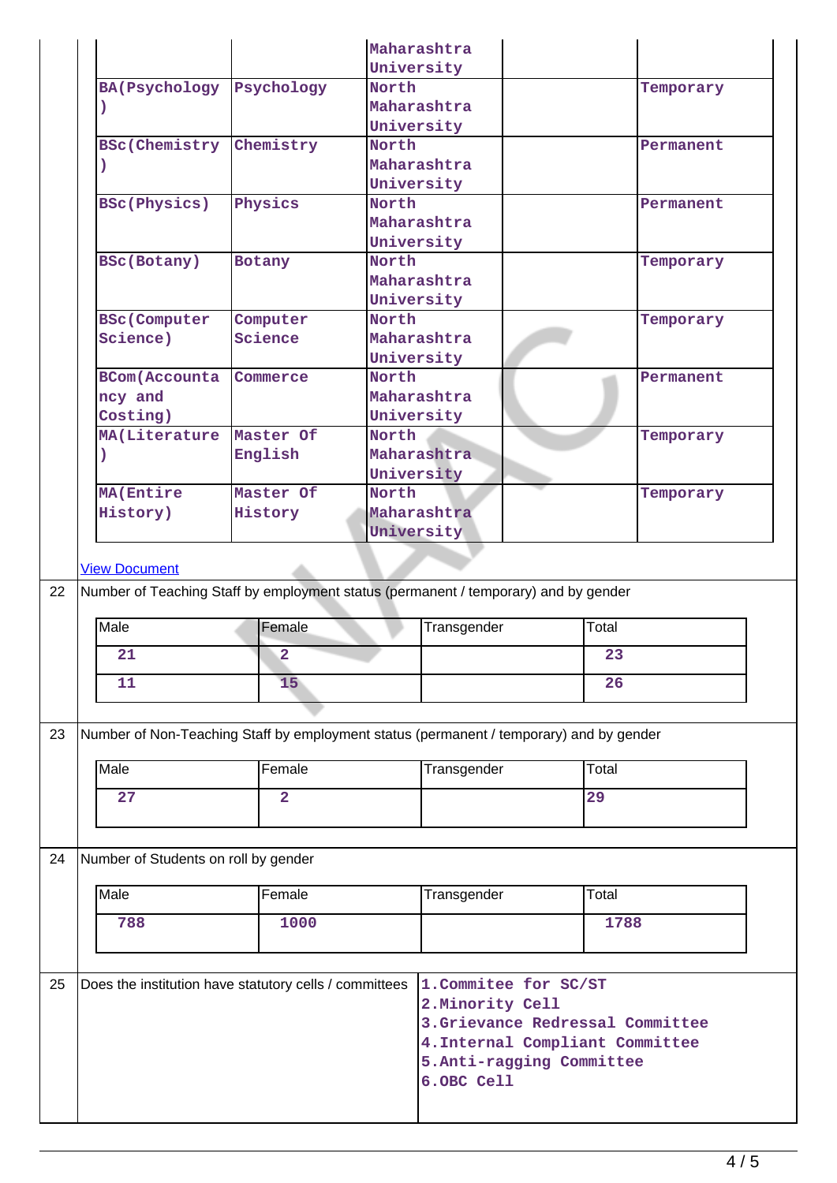| | | | | |
|---|---|---|---|---|
| | | Maharashtra University | | |
| BA(Psychology) | Psychology | North Maharashtra University | | Temporary |
| BSc(Chemistry) | Chemistry | North Maharashtra University | | Permanent |
| BSc(Physics) | Physics | North Maharashtra University | | Permanent |
| BSc(Botany) | Botany | North Maharashtra University | | Temporary |
| BSc(Computer Science) | Computer Science | North Maharashtra University | | Temporary |
| BCom(Accountancy and Costing) | Commerce | North Maharashtra University | | Permanent |
| MA(Literature) | Master Of English | North Maharashtra University | | Temporary |
| MA(Entire History) | Master Of History | North Maharashtra University | | Temporary |

View Document

**22** Number of Teaching Staff by employment status (permanent / temporary) and by gender

| Male | Female | Transgender | Total |
|---|---|---|---|
| 21 | 2 | | 23 |
| 11 | 15 | | 26 |

**23** Number of Non-Teaching Staff by employment status (permanent / temporary) and by gender

| Male | Female | Transgender | Total |
|---|---|---|---|
| 27 | 2 | | 29 |

**24** Number of Students on roll by gender

| Male | Female | Transgender | Total |
|---|---|---|---|
| 788 | 1000 | | 1788 |

**25** Does the institution have statutory cells / committees

1. Commitee for SC/ST
2. Minority Cell
3. Grievance Redressal Committee
4. Internal Compliant Committee
5. Anti-ragging Committee
6. OBC Cell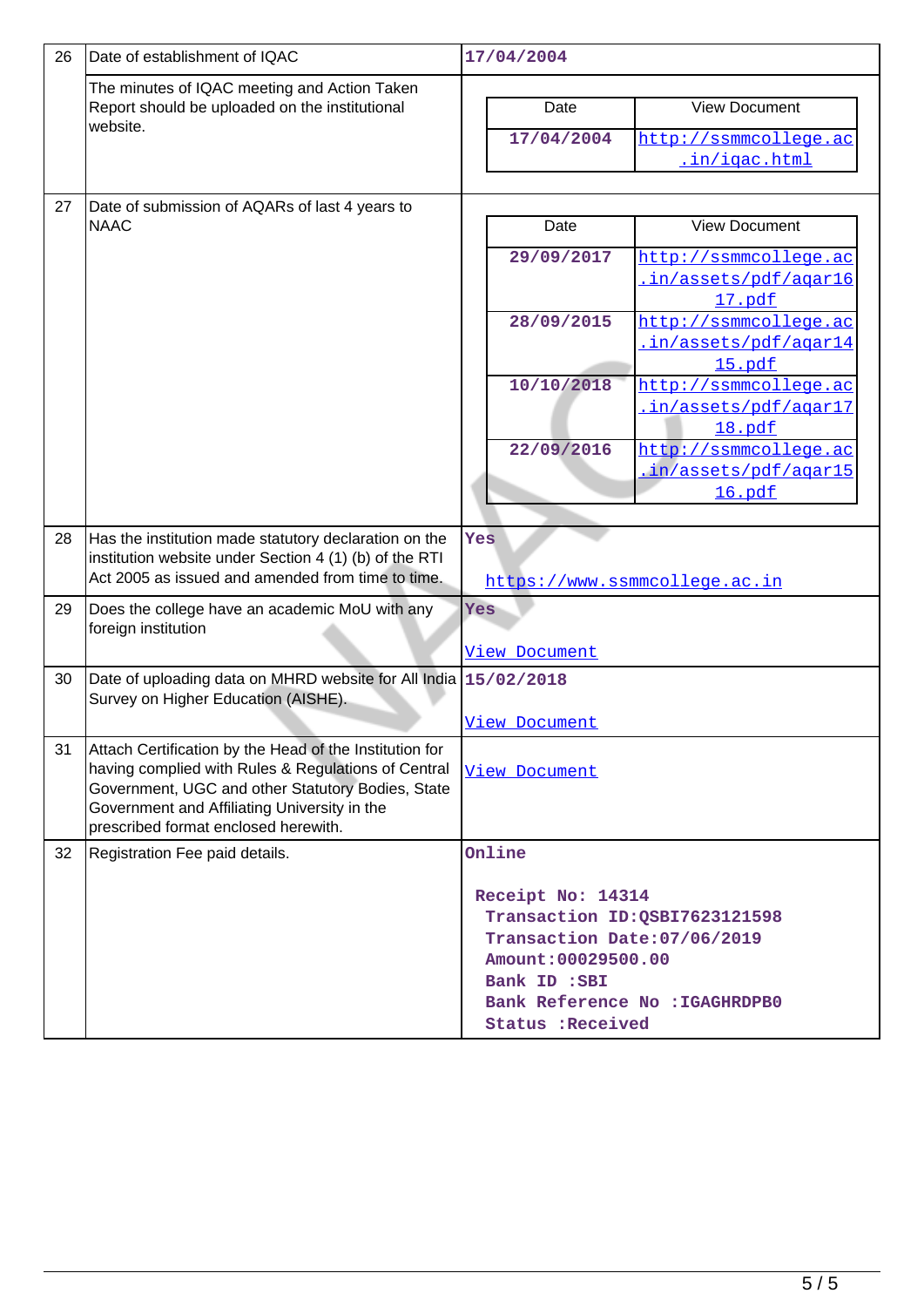| | | |
|---|---|---|
| 26 | Date of establishment of IQAC | 17/04/2004 |
| | The minutes of IQAC meeting and Action Taken Report should be uploaded on the institutional website. | Date: 17/04/2004 — View Document: http://ssmmcollege.ac.in/iqac.html |
| 27 | Date of submission of AQARs of last 4 years to NAAC | Date: 29/09/2017 — View Document: http://ssmmcollege.ac.in/assets/pdf/aqar1617.pdf<br>Date: 28/09/2015 — View Document: http://ssmmcollege.ac.in/assets/pdf/aqar1415.pdf<br>Date: 10/10/2018 — View Document: http://ssmmcollege.ac.in/assets/pdf/aqar1718.pdf<br>Date: 22/09/2016 — View Document: http://ssmmcollege.ac.in/assets/pdf/aqar1516.pdf |
| 28 | Has the institution made statutory declaration on the institution website under Section 4 (1) (b) of the RTI Act 2005 as issued and amended from time to time. | Yes<br>https://www.ssmmcollege.ac.in |
| 29 | Does the college have an academic MoU with any foreign institution | Yes<br>View Document |
| 30 | Date of uploading data on MHRD website for All India Survey on Higher Education (AISHE). | 15/02/2018<br>View Document |
| 31 | Attach Certification by the Head of the Institution for having complied with Rules & Regulations of Central Government, UGC and other Statutory Bodies, State Government and Affiliating University in the prescribed format enclosed herewith. | View Document |
| 32 | Registration Fee paid details. | Online<br>Receipt No: 14314<br>Transaction ID:QSBI7623121598<br>Transaction Date:07/06/2019<br>Amount:00029500.00<br>Bank ID :SBI<br>Bank Reference No :IGAGHRDPB0<br>Status :Received |